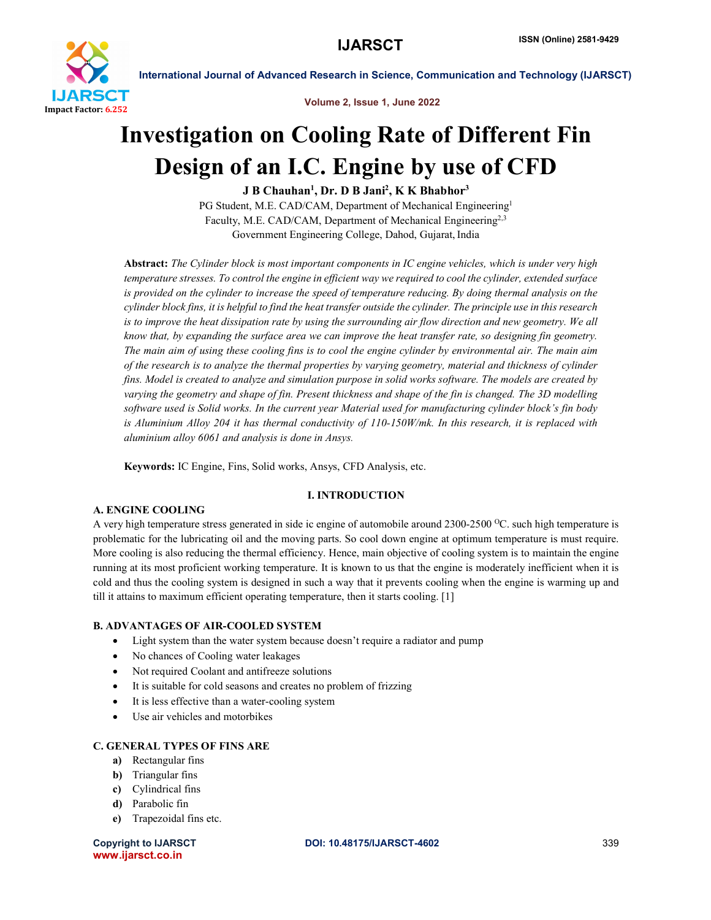# Investigation on Cooling Rate of Different Fin Design of an I.C. Engine by use of CFD

**J B Chauhan[1], Dr. D B Jani[2], K K Bhabhor[3]**

PG Student, M.E. CAD/CAM, Department of Mechanical Engineering[1]
Faculty, M.E. CAD/CAM, Department of Mechanical Engineering[2,3]
Government Engineering College, Dahod, Gujarat, India

**Abstract:** *The Cylinder block is most important components in IC engine vehicles, which is under very high temperature stresses. To control the engine in efficient way we required to cool the cylinder, extended surface is provided on the cylinder to increase the speed of temperature reducing. By doing thermal analysis on the cylinder block fins, it is helpful to find the heat transfer outside the cylinder. The principle use in this research is to improve the heat dissipation rate by using the surrounding air flow direction and new geometry. We all know that, by expanding the surface area we can improve the heat transfer rate, so designing fin geometry. The main aim of using these cooling fins is to cool the engine cylinder by environmental air. The main aim of the research is to analyze the thermal properties by varying geometry, material and thickness of cylinder fins. Model is created to analyze and simulation purpose in solid works software. The models are created by varying the geometry and shape of fin. Present thickness and shape of the fin is changed. The 3D modelling software used is Solid works. In the current year Material used for manufacturing cylinder block's fin body is Aluminium Alloy 204 it has thermal conductivity of 110-150W/mk. In this research, it is replaced with aluminium alloy 6061 and analysis is done in Ansys.*

**Keywords:** IC Engine, Fins, Solid works, Ansys, CFD Analysis, etc.

## I. INTRODUCTION

### A. ENGINE COOLING

A very high temperature stress generated in side ic engine of automobile around 2300-2500 $^{O}$C. such high temperature is problematic for the lubricating oil and the moving parts. So cool down engine at optimum temperature is must require. More cooling is also reducing the thermal efficiency. Hence, main objective of cooling system is to maintain the engine running at its most proficient working temperature. It is known to us that the engine is moderately inefficient when it is cold and thus the cooling system is designed in such a way that it prevents cooling when the engine is warming up and till it attains to maximum efficient operating temperature, then it starts cooling. [1]

### B. ADVANTAGES OF AIR-COOLED SYSTEM

- Light system than the water system because doesn't require a radiator and pump
- No chances of Cooling water leakages
- Not required Coolant and antifreeze solutions
- It is suitable for cold seasons and creates no problem of frizzing
- It is less effective than a water-cooling system
- Use air vehicles and motorbikes

### C. GENERAL TYPES OF FINS ARE

a) Rectangular fins
b) Triangular fins
c) Cylindrical fins
d) Parabolic fin
e) Trapezoidal fins etc.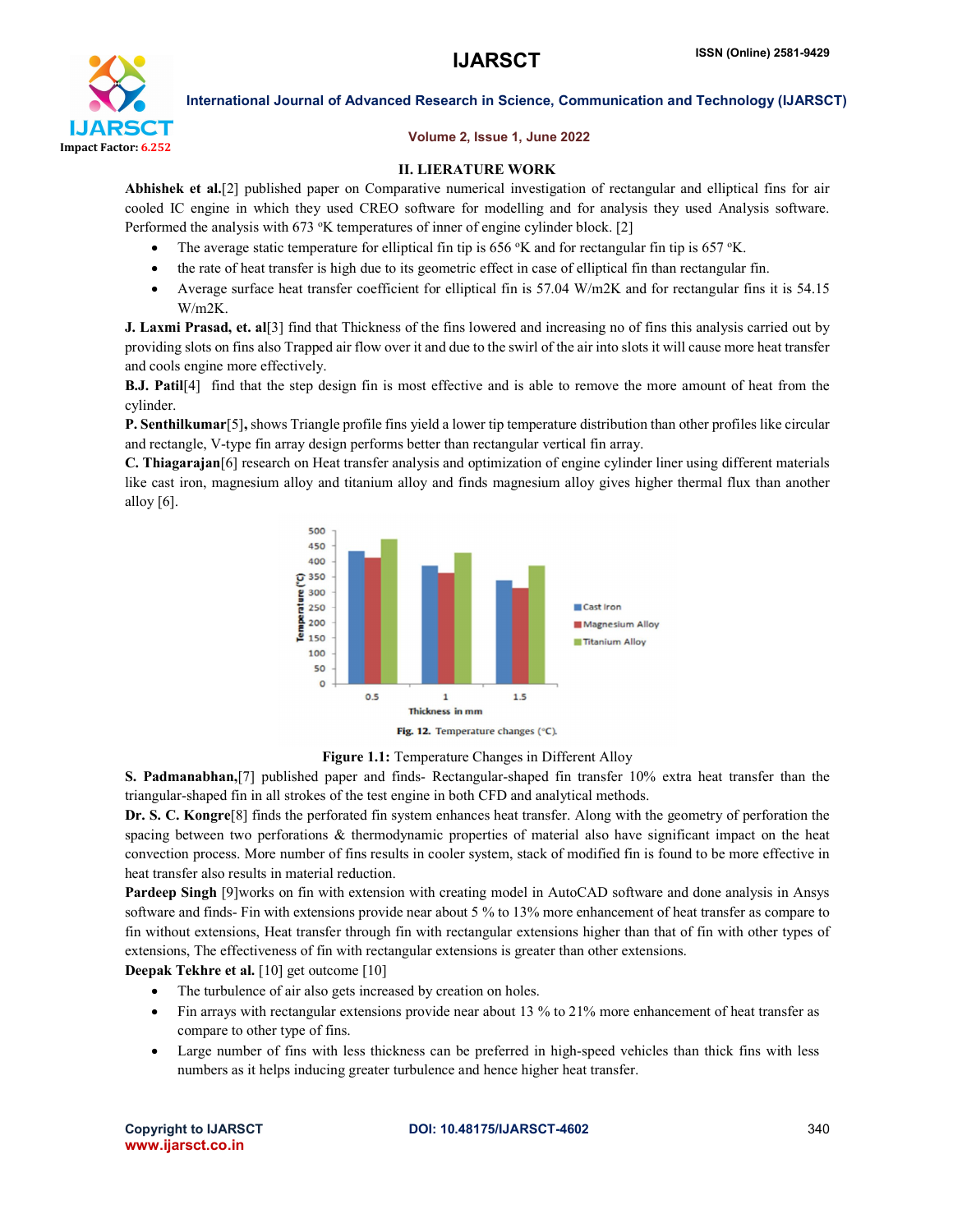## II. LIERATURE WORK

**Abhishek et al.**[2] published paper on Comparative numerical investigation of rectangular and elliptical fins for air cooled IC engine in which they used CREO software for modelling and for analysis they used Analysis software. Performed the analysis with 673 °K temperatures of inner of engine cylinder block. [2]

- The average static temperature for elliptical fin tip is 656 °K and for rectangular fin tip is 657 °K.
- the rate of heat transfer is high due to its geometric effect in case of elliptical fin than rectangular fin.
- Average surface heat transfer coefficient for elliptical fin is 57.04 W/m2K and for rectangular fins it is 54.15 W/m2K.

**J. Laxmi Prasad, et. al**[3] find that Thickness of the fins lowered and increasing no of fins this analysis carried out by providing slots on fins also Trapped air flow over it and due to the swirl of the air into slots it will cause more heat transfer and cools engine more effectively.

**B.J. Patil**[4] find that the step design fin is most effective and is able to remove the more amount of heat from the cylinder.

**P. Senthilkumar**[5]**,** shows Triangle profile fins yield a lower tip temperature distribution than other profiles like circular and rectangle, V-type fin array design performs better than rectangular vertical fin array.

**C. Thiagarajan**[6] research on Heat transfer analysis and optimization of engine cylinder liner using different materials like cast iron, magnesium alloy and titanium alloy and finds magnesium alloy gives higher thermal flux than another alloy [6].

Fig. 12. Temperature changes (°C).

**Figure 1.1:** Temperature Changes in Different Alloy

**S. Padmanabhan,**[7] published paper and finds- Rectangular-shaped fin transfer 10% extra heat transfer than the triangular-shaped fin in all strokes of the test engine in both CFD and analytical methods.

**Dr. S. C. Kongre**[8] finds the perforated fin system enhances heat transfer. Along with the geometry of perforation the spacing between two perforations & thermodynamic properties of material also have significant impact on the heat convection process. More number of fins results in cooler system, stack of modified fin is found to be more effective in heat transfer also results in material reduction.

**Pardeep Singh** [9]works on fin with extension with creating model in AutoCAD software and done analysis in Ansys software and finds- Fin with extensions provide near about 5 % to 13% more enhancement of heat transfer as compare to fin without extensions, Heat transfer through fin with rectangular extensions higher than that of fin with other types of extensions, The effectiveness of fin with rectangular extensions is greater than other extensions.

**Deepak Tekhre et al.** [10] get outcome [10]

- The turbulence of air also gets increased by creation on holes.
- Fin arrays with rectangular extensions provide near about 13 % to 21% more enhancement of heat transfer as compare to other type of fins.
- Large number of fins with less thickness can be preferred in high-speed vehicles than thick fins with less numbers as it helps inducing greater turbulence and hence higher heat transfer.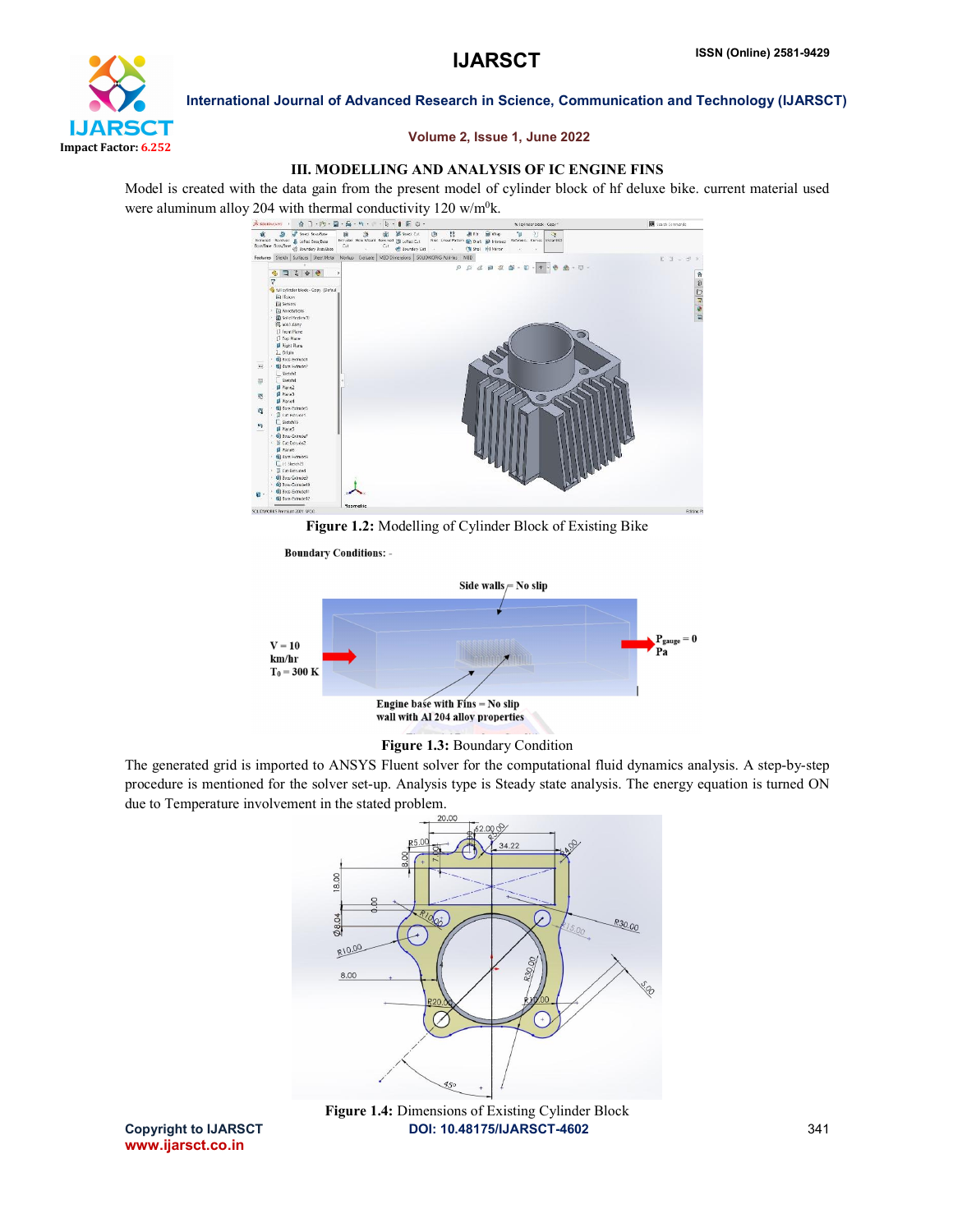### III. MODELLING AND ANALYSIS OF IC ENGINE FINS

Model is created with the data gain from the present model of cylinder block of hf deluxe bike. current material used were aluminum alloy 204 with thermal conductivity 120 w/m$^0$k.

**Figure 1.2:** Modelling of Cylinder Block of Existing Bike

**Figure 1.3:** Boundary Condition

The generated grid is imported to ANSYS Fluent solver for the computational fluid dynamics analysis. A step-by-step procedure is mentioned for the solver set-up. Analysis type is Steady state analysis. The energy equation is turned ON due to Temperature involvement in the stated problem.

**Figure 1.4:** Dimensions of Existing Cylinder Block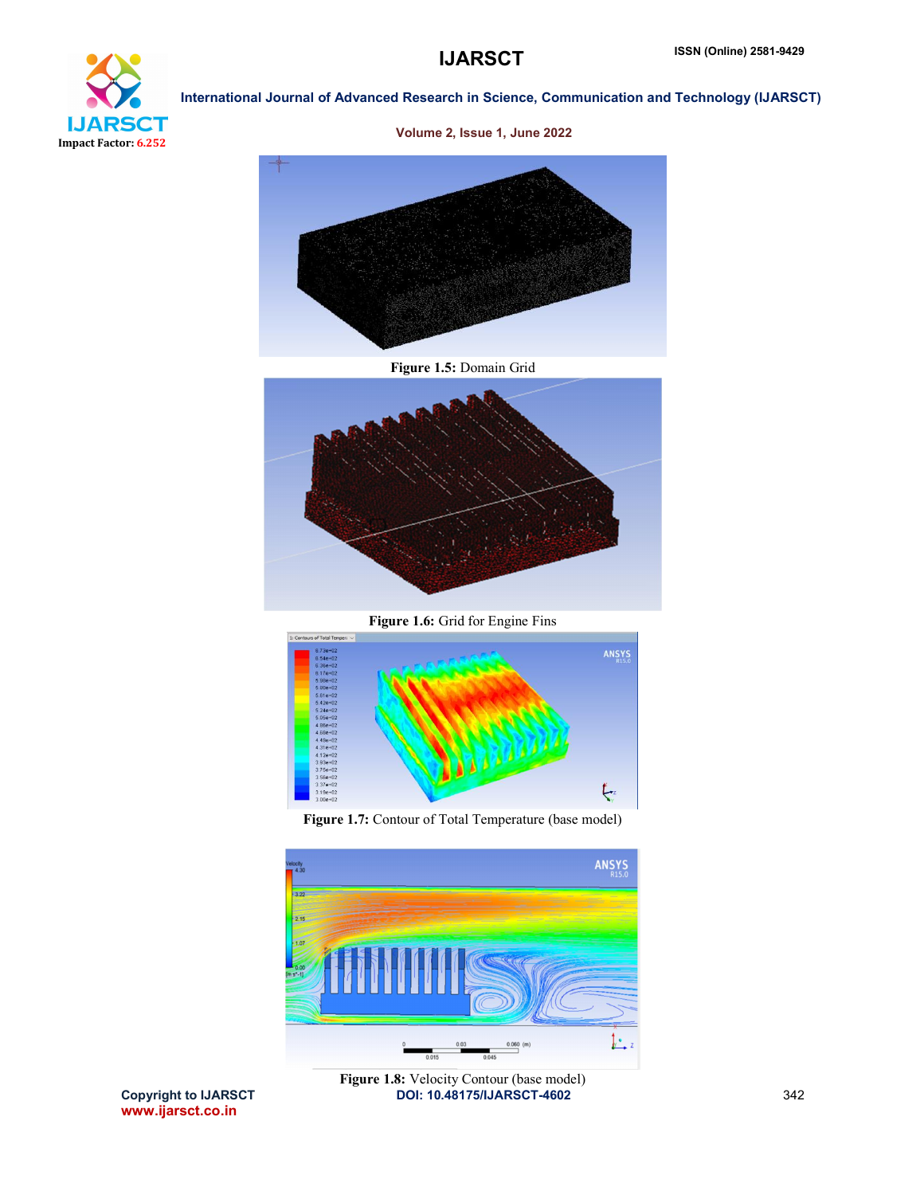**Figure 1.5:** Domain Grid

**Figure 1.6:** Grid for Engine Fins

**Figure 1.7:** Contour of Total Temperature (base model)

**Figure 1.8:** Velocity Contour (base model)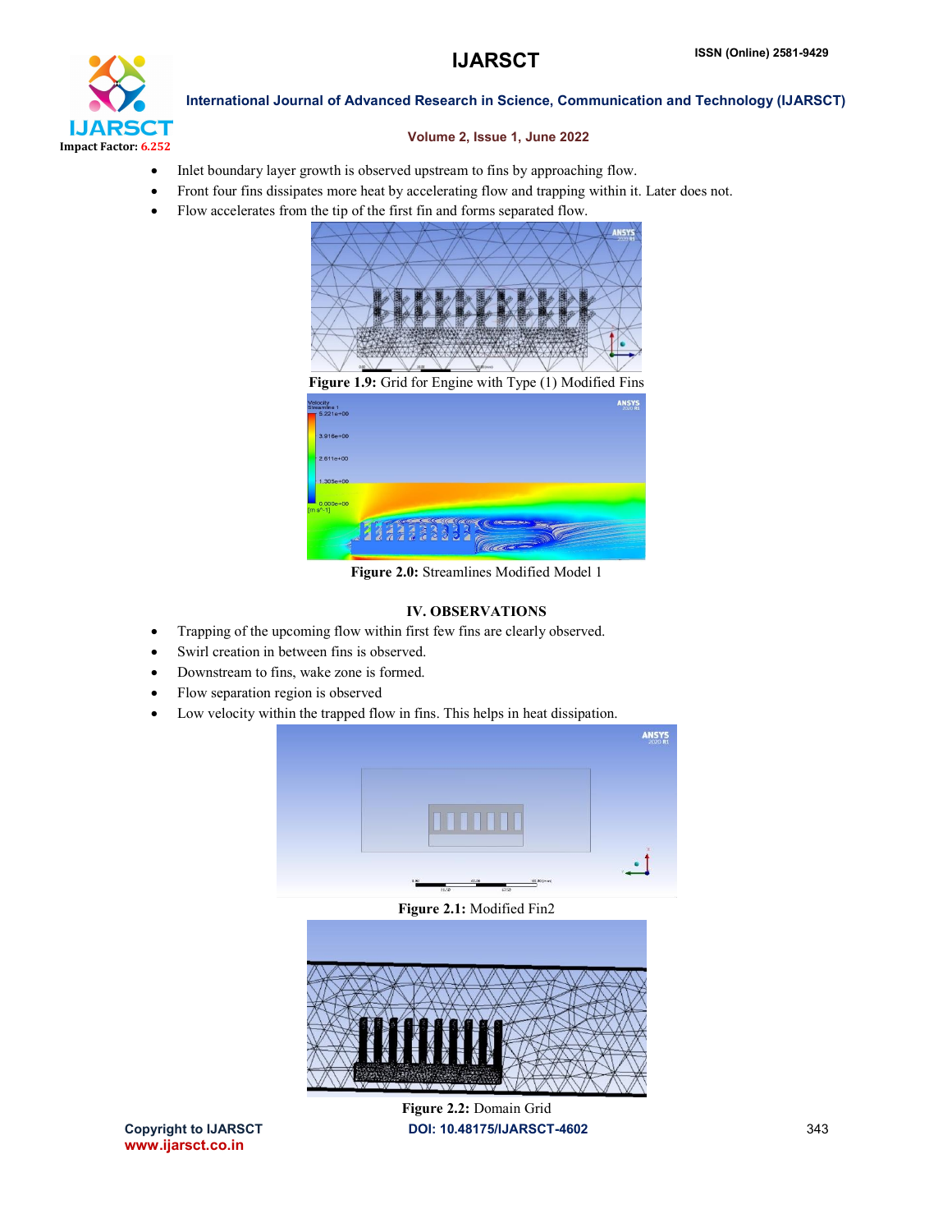- Inlet boundary layer growth is observed upstream to fins by approaching flow.
- Front four fins dissipates more heat by accelerating flow and trapping within it. Later does not.
- Flow accelerates from the tip of the first fin and forms separated flow.

**Figure 1.9:** Grid for Engine with Type (1) Modified Fins

**Figure 2.0:** Streamlines Modified Model 1

## IV. OBSERVATIONS

- Trapping of the upcoming flow within first few fins are clearly observed.
- Swirl creation in between fins is observed.
- Downstream to fins, wake zone is formed.
- Flow separation region is observed
- Low velocity within the trapped flow in fins. This helps in heat dissipation.

**Figure 2.1:** Modified Fin2

**Figure 2.2:** Domain Grid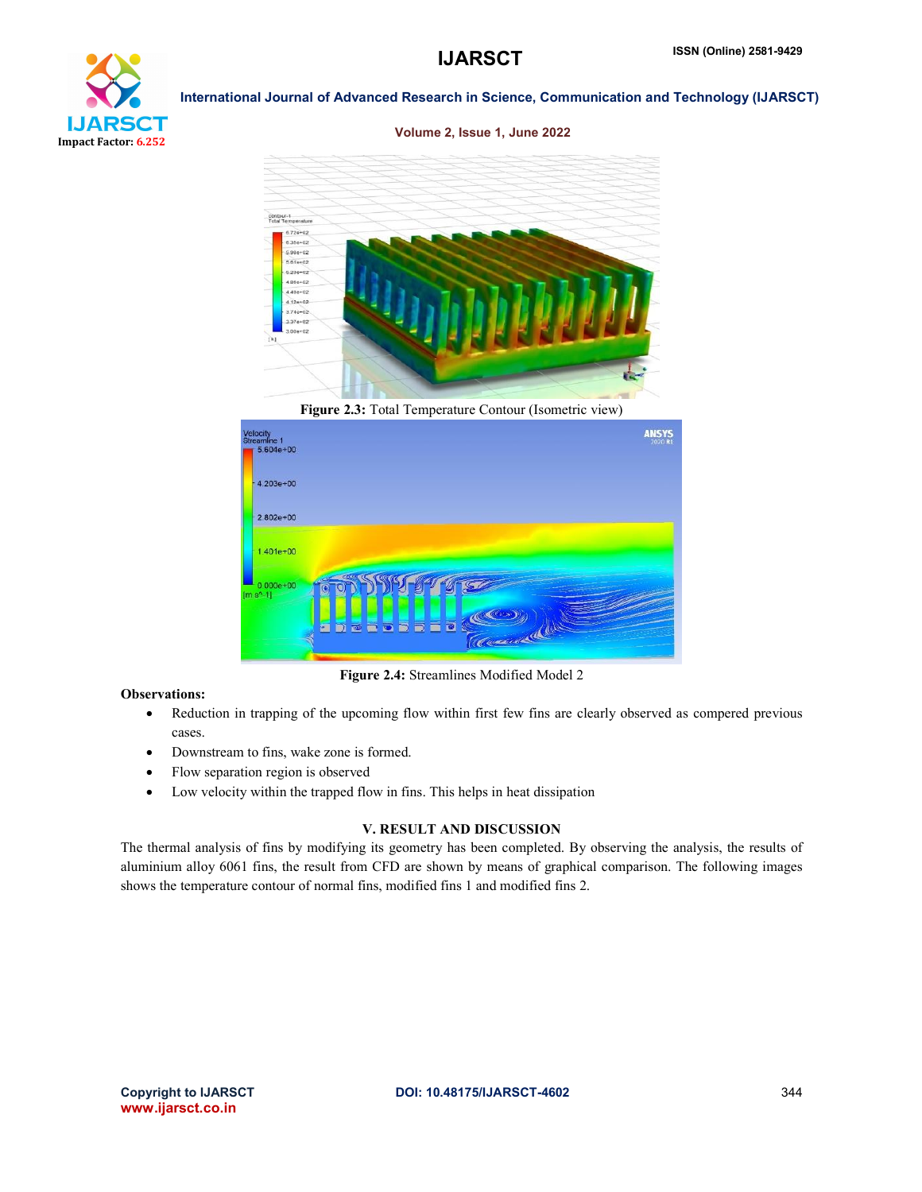**Figure 2.3:** Total Temperature Contour (Isometric view)

**Figure 2.4:** Streamlines Modified Model 2

**Observations:**

- Reduction in trapping of the upcoming flow within first few fins are clearly observed as compered previous cases.
- Downstream to fins, wake zone is formed.
- Flow separation region is observed
- Low velocity within the trapped flow in fins. This helps in heat dissipation

## V. RESULT AND DISCUSSION

The thermal analysis of fins by modifying its geometry has been completed. By observing the analysis, the results of aluminium alloy 6061 fins, the result from CFD are shown by means of graphical comparison. The following images shows the temperature contour of normal fins, modified fins 1 and modified fins 2.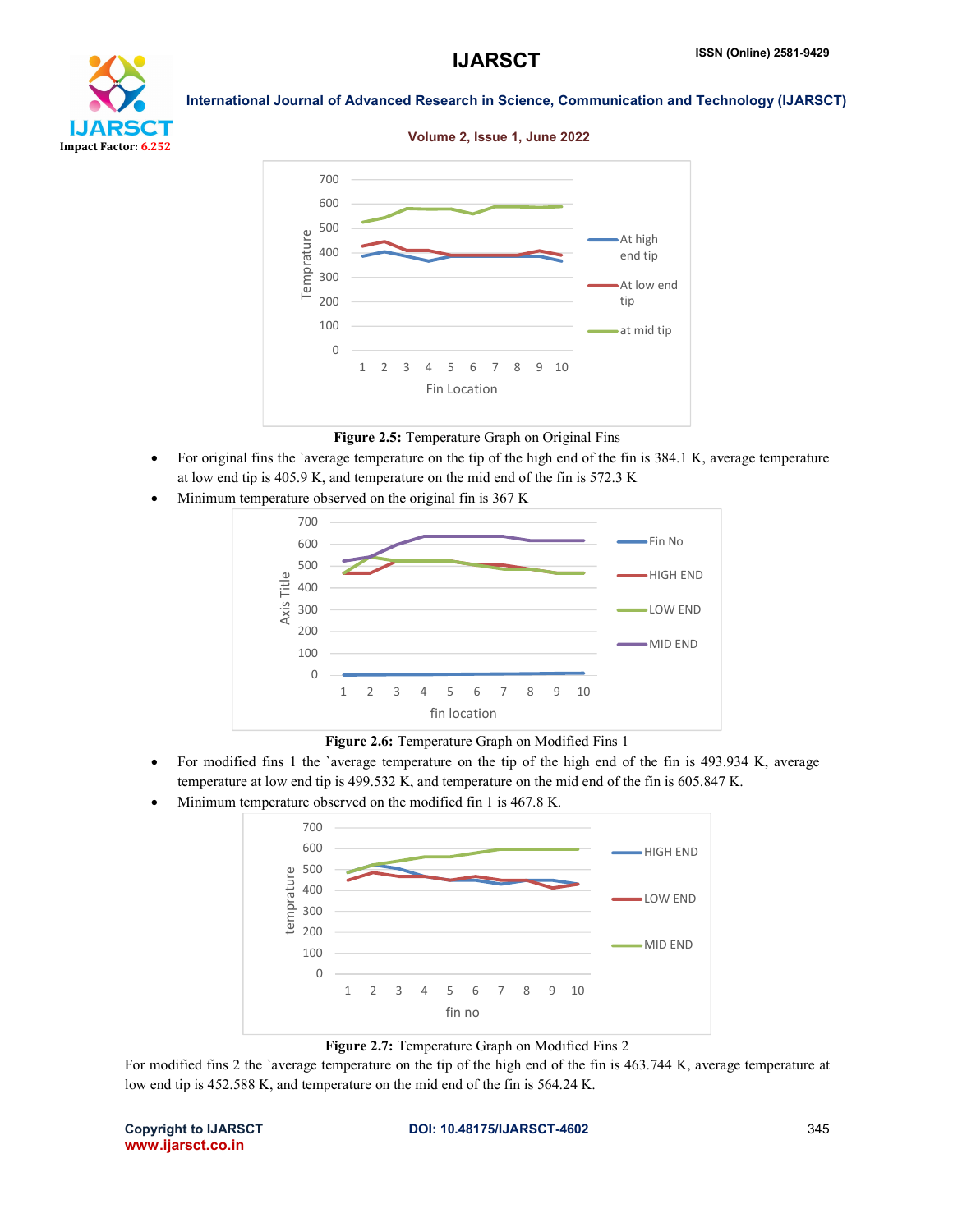Figure 2.5: Temperature Graph on Original Fins

- For original fins the `average temperature on the tip of the high end of the fin is 384.1 K, average temperature at low end tip is 405.9 K, and temperature on the mid end of the fin is 572.3 K
- Minimum temperature observed on the original fin is 367 K

Figure 2.6: Temperature Graph on Modified Fins 1

- For modified fins 1 the `average temperature on the tip of the high end of the fin is 493.934 K, average temperature at low end tip is 499.532 K, and temperature on the mid end of the fin is 605.847 K.
- Minimum temperature observed on the modified fin 1 is 467.8 K.

Figure 2.7: Temperature Graph on Modified Fins 2

For modified fins 2 the `average temperature on the tip of the high end of the fin is 463.744 K, average temperature at low end tip is 452.588 K, and temperature on the mid end of the fin is 564.24 K.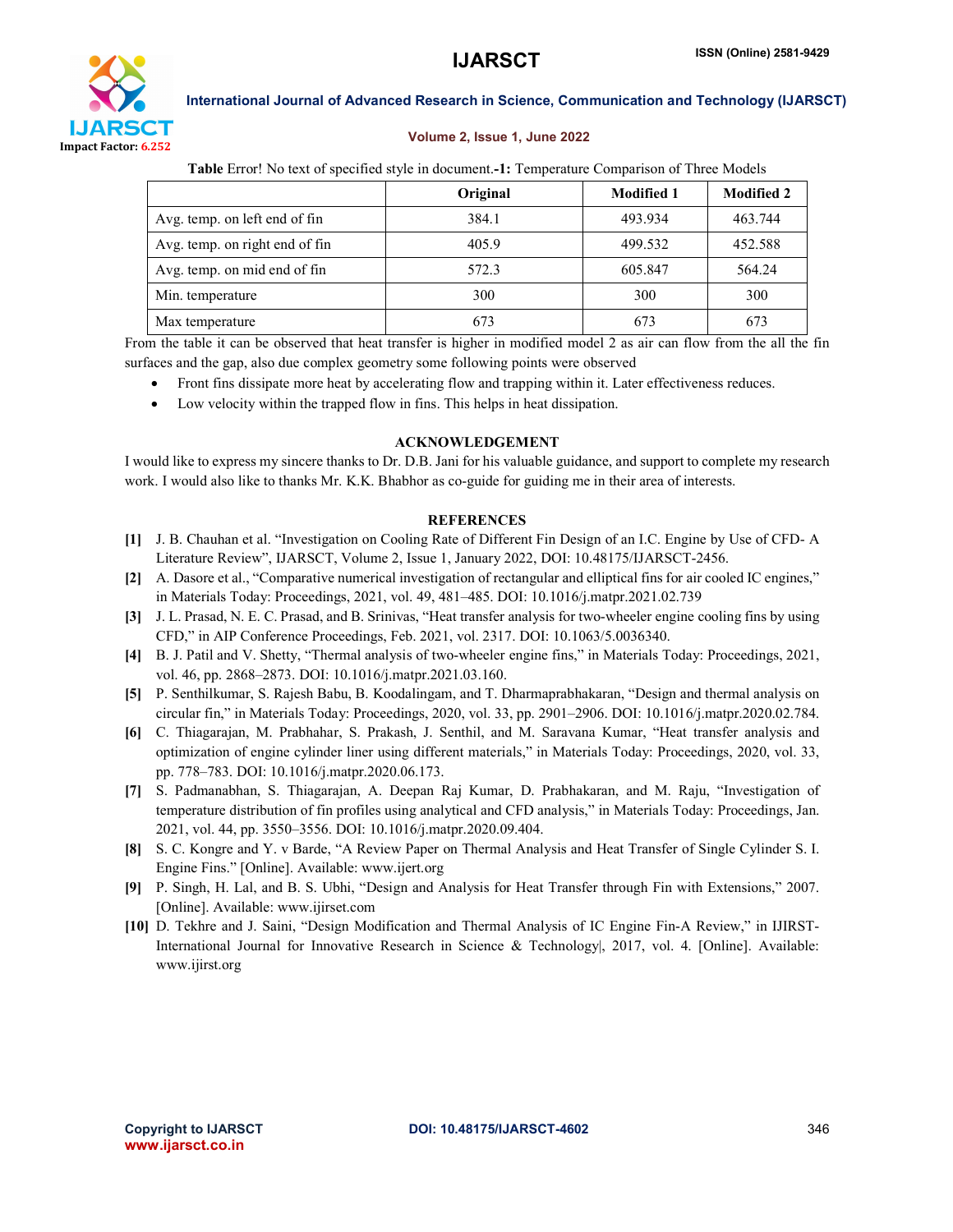**Table** Error! No text of specified style in document.**-1:** Temperature Comparison of Three Models

| | Original | Modified 1 | Modified 2 |
|---|---|---|---|
| Avg. temp. on left end of fin | 384.1 | 493.934 | 463.744 |
| Avg. temp. on right end of fin | 405.9 | 499.532 | 452.588 |
| Avg. temp. on mid end of fin | 572.3 | 605.847 | 564.24 |
| Min. temperature | 300 | 300 | 300 |
| Max temperature | 673 | 673 | 673 |

From the table it can be observed that heat transfer is higher in modified model 2 as air can flow from the all the fin surfaces and the gap, also due complex geometry some following points were observed

- Front fins dissipate more heat by accelerating flow and trapping within it. Later effectiveness reduces.
- Low velocity within the trapped flow in fins. This helps in heat dissipation.

## ACKNOWLEDGEMENT

I would like to express my sincere thanks to Dr. D.B. Jani for his valuable guidance, and support to complete my research work. I would also like to thanks Mr. K.K. Bhabhor as co-guide for guiding me in their area of interests.

## REFERENCES

[1] J. B. Chauhan et al. "Investigation on Cooling Rate of Different Fin Design of an I.C. Engine by Use of CFD- A Literature Review", IJARSCT, Volume 2, Issue 1, January 2022, DOI: 10.48175/IJARSCT-2456.

[2] A. Dasore et al., "Comparative numerical investigation of rectangular and elliptical fins for air cooled IC engines," in Materials Today: Proceedings, 2021, vol. 49, 481–485. DOI: 10.1016/j.matpr.2021.02.739

[3] J. L. Prasad, N. E. C. Prasad, and B. Srinivas, "Heat transfer analysis for two-wheeler engine cooling fins by using CFD," in AIP Conference Proceedings, Feb. 2021, vol. 2317. DOI: 10.1063/5.0036340.

[4] B. J. Patil and V. Shetty, "Thermal analysis of two-wheeler engine fins," in Materials Today: Proceedings, 2021, vol. 46, pp. 2868–2873. DOI: 10.1016/j.matpr.2021.03.160.

[5] P. Senthilkumar, S. Rajesh Babu, B. Koodalingam, and T. Dharmaprabhakaran, "Design and thermal analysis on circular fin," in Materials Today: Proceedings, 2020, vol. 33, pp. 2901–2906. DOI: 10.1016/j.matpr.2020.02.784.

[6] C. Thiagarajan, M. Prabhahar, S. Prakash, J. Senthil, and M. Saravana Kumar, "Heat transfer analysis and optimization of engine cylinder liner using different materials," in Materials Today: Proceedings, 2020, vol. 33, pp. 778–783. DOI: 10.1016/j.matpr.2020.06.173.

[7] S. Padmanabhan, S. Thiagarajan, A. Deepan Raj Kumar, D. Prabhakaran, and M. Raju, "Investigation of temperature distribution of fin profiles using analytical and CFD analysis," in Materials Today: Proceedings, Jan. 2021, vol. 44, pp. 3550–3556. DOI: 10.1016/j.matpr.2020.09.404.

[8] S. C. Kongre and Y. v Barde, "A Review Paper on Thermal Analysis and Heat Transfer of Single Cylinder S. I. Engine Fins." [Online]. Available: www.ijert.org

[9] P. Singh, H. Lal, and B. S. Ubhi, "Design and Analysis for Heat Transfer through Fin with Extensions," 2007. [Online]. Available: www.ijirset.com

[10] D. Tekhre and J. Saini, "Design Modification and Thermal Analysis of IC Engine Fin-A Review," in IJIRST-International Journal for Innovative Research in Science & Technology|, 2017, vol. 4. [Online]. Available: www.ijirst.org